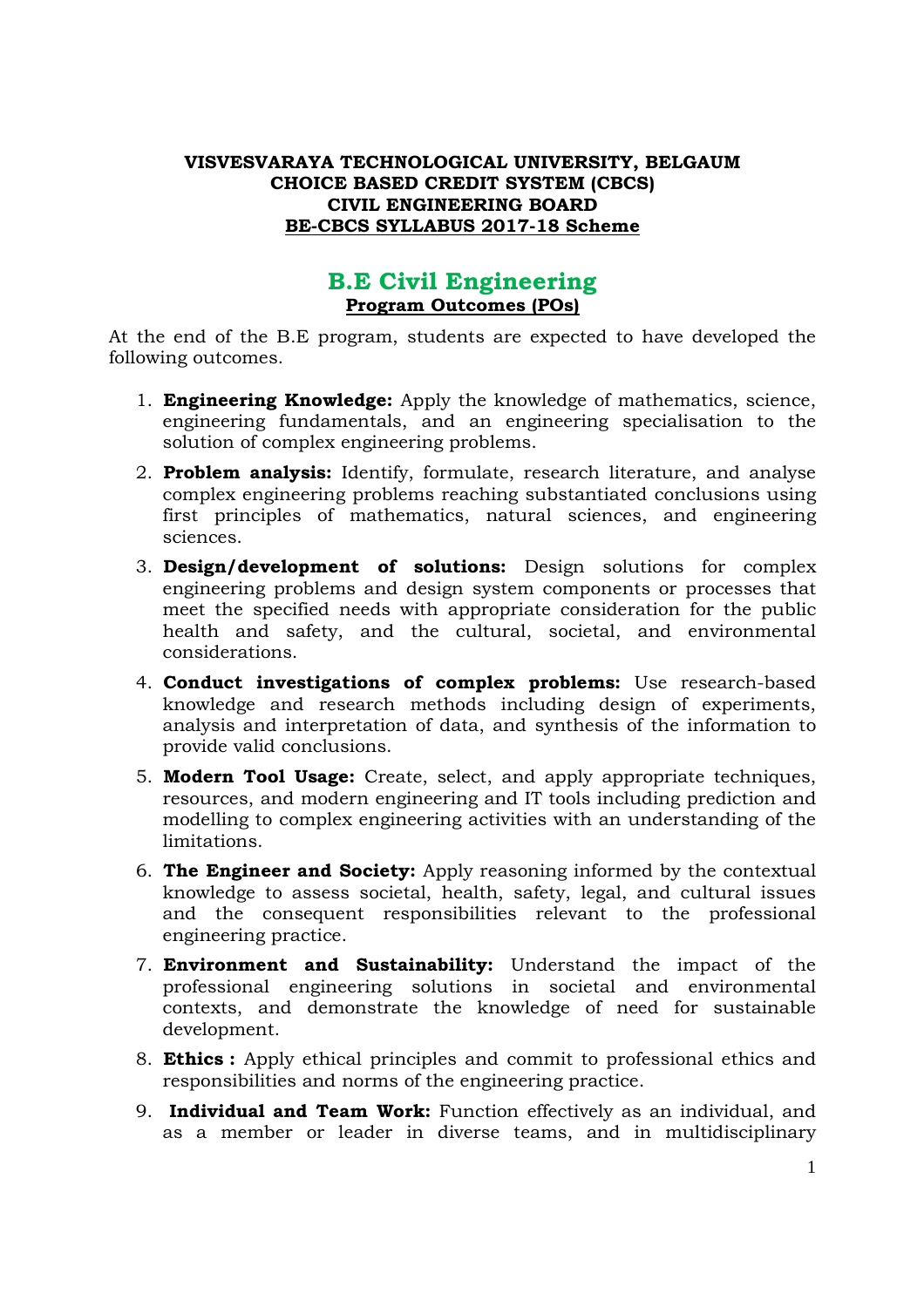**VISVESVARAYA TECHNOLOGICAL UNIVERSITY, BELGAUM**
**CHOICE BASED CREDIT SYSTEM (CBCS)**
**CIVIL ENGINEERING BOARD**
**BE-CBCS SYLLABUS 2017-18 Scheme**

# B.E Civil Engineering

## Program Outcomes (POs)

At the end of the B.E program, students are expected to have developed the following outcomes.

1. **Engineering Knowledge:** Apply the knowledge of mathematics, science, engineering fundamentals, and an engineering specialisation to the solution of complex engineering problems.
2. **Problem analysis:** Identify, formulate, research literature, and analyse complex engineering problems reaching substantiated conclusions using first principles of mathematics, natural sciences, and engineering sciences.
3. **Design/development of solutions:** Design solutions for complex engineering problems and design system components or processes that meet the specified needs with appropriate consideration for the public health and safety, and the cultural, societal, and environmental considerations.
4. **Conduct investigations of complex problems:** Use research-based knowledge and research methods including design of experiments, analysis and interpretation of data, and synthesis of the information to provide valid conclusions.
5. **Modern Tool Usage:** Create, select, and apply appropriate techniques, resources, and modern engineering and IT tools including prediction and modelling to complex engineering activities with an understanding of the limitations.
6. **The Engineer and Society:** Apply reasoning informed by the contextual knowledge to assess societal, health, safety, legal, and cultural issues and the consequent responsibilities relevant to the professional engineering practice.
7. **Environment and Sustainability:** Understand the impact of the professional engineering solutions in societal and environmental contexts, and demonstrate the knowledge of need for sustainable development.
8. **Ethics :** Apply ethical principles and commit to professional ethics and responsibilities and norms of the engineering practice.
9. **Individual and Team Work:** Function effectively as an individual, and as a member or leader in diverse teams, and in multidisciplinary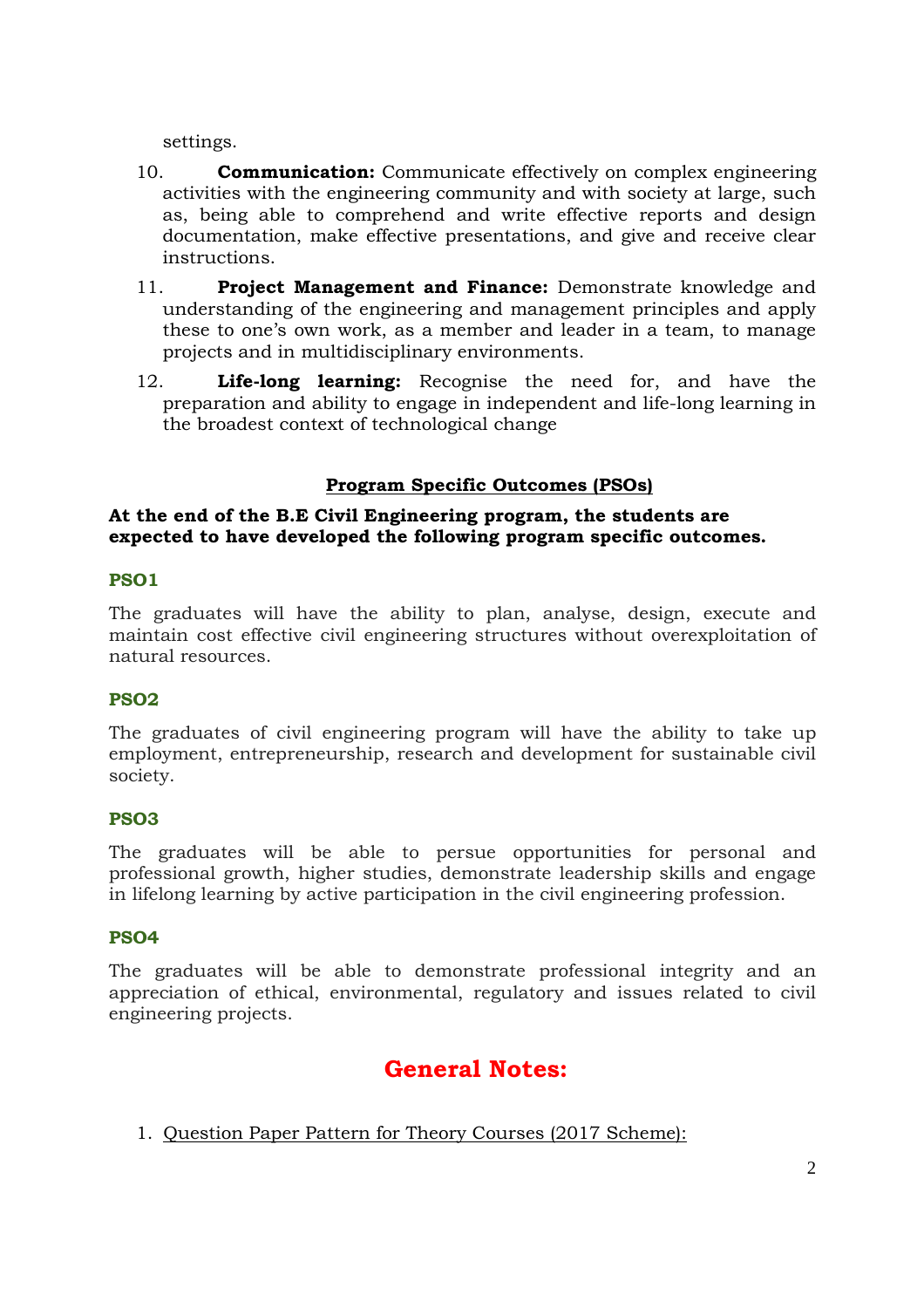settings.

10. **Communication:** Communicate effectively on complex engineering activities with the engineering community and with society at large, such as, being able to comprehend and write effective reports and design documentation, make effective presentations, and give and receive clear instructions.

11. **Project Management and Finance:** Demonstrate knowledge and understanding of the engineering and management principles and apply these to one's own work, as a member and leader in a team, to manage projects and in multidisciplinary environments.

12. **Life-long learning:** Recognise the need for, and have the preparation and ability to engage in independent and life-long learning in the broadest context of technological change

## Program Specific Outcomes (PSOs)

**At the end of the B.E Civil Engineering program, the students are expected to have developed the following program specific outcomes.**

**PSO1**

The graduates will have the ability to plan, analyse, design, execute and maintain cost effective civil engineering structures without overexploitation of natural resources.

**PSO2**

The graduates of civil engineering program will have the ability to take up employment, entrepreneurship, research and development for sustainable civil society.

**PSO3**

The graduates will be able to persue opportunities for personal and professional growth, higher studies, demonstrate leadership skills and engage in lifelong learning by active participation in the civil engineering profession.

**PSO4**

The graduates will be able to demonstrate professional integrity and an appreciation of ethical, environmental, regulatory and issues related to civil engineering projects.

# General Notes:

1. Question Paper Pattern for Theory Courses (2017 Scheme):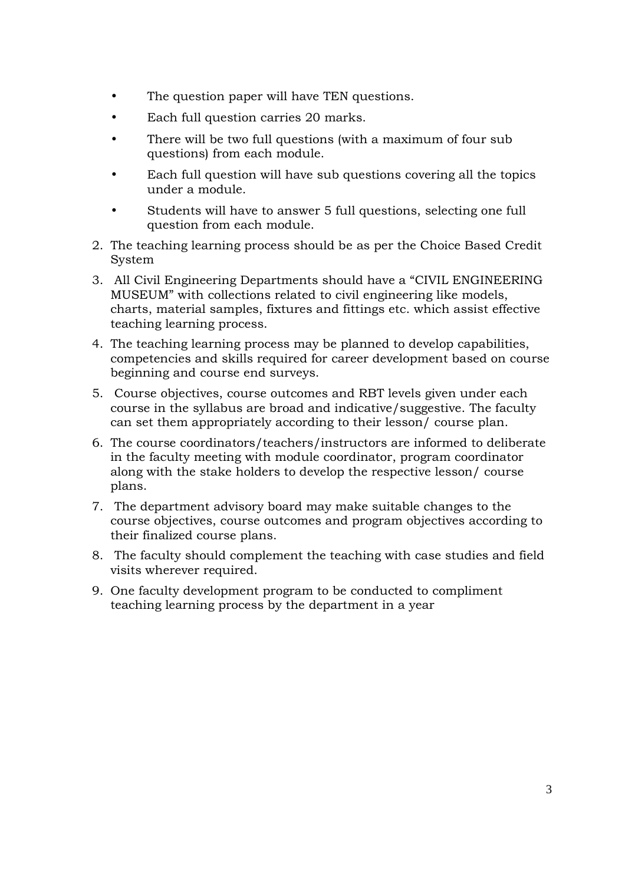- The question paper will have TEN questions.
- Each full question carries 20 marks.
- There will be two full questions (with a maximum of four sub questions) from each module.
- Each full question will have sub questions covering all the topics under a module.
- Students will have to answer 5 full questions, selecting one full question from each module.

2. The teaching learning process should be as per the Choice Based Credit System
3. All Civil Engineering Departments should have a "CIVIL ENGINEERING MUSEUM" with collections related to civil engineering like models, charts, material samples, fixtures and fittings etc. which assist effective teaching learning process.
4. The teaching learning process may be planned to develop capabilities, competencies and skills required for career development based on course beginning and course end surveys.
5. Course objectives, course outcomes and RBT levels given under each course in the syllabus are broad and indicative/suggestive. The faculty can set them appropriately according to their lesson/ course plan.
6. The course coordinators/teachers/instructors are informed to deliberate in the faculty meeting with module coordinator, program coordinator along with the stake holders to develop the respective lesson/ course plans.
7. The department advisory board may make suitable changes to the course objectives, course outcomes and program objectives according to their finalized course plans.
8. The faculty should complement the teaching with case studies and field visits wherever required.
9. One faculty development program to be conducted to compliment teaching learning process by the department in a year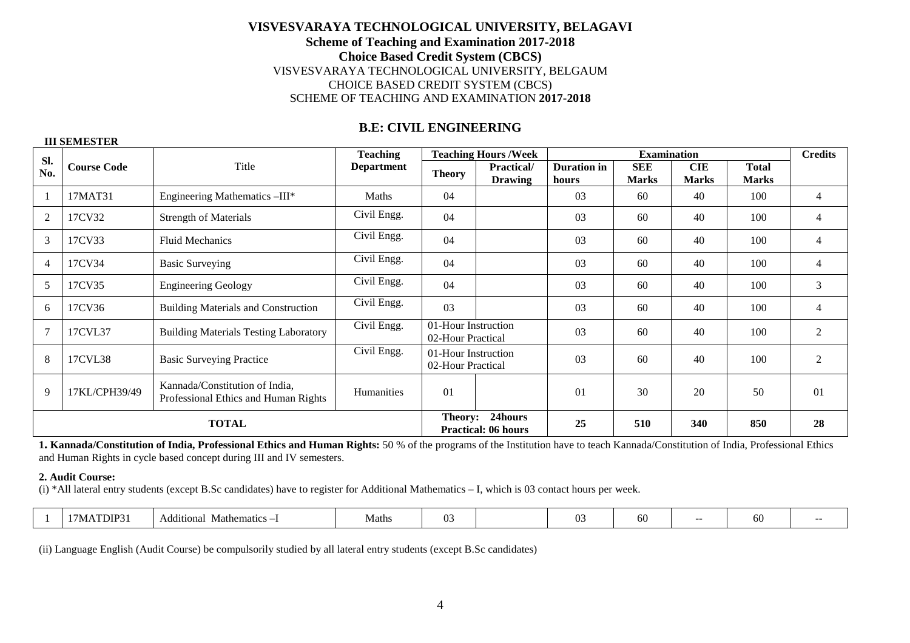# VISVESVARAYA TECHNOLOGICAL UNIVERSITY, BELAGAVI

**Scheme of Teaching and Examination 2017-2018**

**Choice Based Credit System (CBCS)**

VISVESVARAYA TECHNOLOGICAL UNIVERSITY, BELGAUM

CHOICE BASED CREDIT SYSTEM (CBCS)

SCHEME OF TEACHING AND EXAMINATION **2017-2018**

## B.E: CIVIL ENGINEERING

**III SEMESTER**

| Sl. No. | Course Code | Title | Teaching Department | Teaching Hours /Week | | Examination | | | | Credits |
|---|---|---|---|---|---|---|---|---|---|---|
| | | | | Theory | Practical/ Drawing | Duration in hours | SEE Marks | CIE Marks | Total Marks | |
| 1 | 17MAT31 | Engineering Mathematics –III* | Maths | 04 | | 03 | 60 | 40 | 100 | 4 |
| 2 | 17CV32 | Strength of Materials | Civil Engg. | 04 | | 03 | 60 | 40 | 100 | 4 |
| 3 | 17CV33 | Fluid Mechanics | Civil Engg. | 04 | | 03 | 60 | 40 | 100 | 4 |
| 4 | 17CV34 | Basic Surveying | Civil Engg. | 04 | | 03 | 60 | 40 | 100 | 4 |
| 5 | 17CV35 | Engineering Geology | Civil Engg. | 04 | | 03 | 60 | 40 | 100 | 3 |
| 6 | 17CV36 | Building Materials and Construction | Civil Engg. | 03 | | 03 | 60 | 40 | 100 | 4 |
| 7 | 17CVL37 | Building Materials Testing Laboratory | Civil Engg. | 01-Hour Instruction 02-Hour Practical | | 03 | 60 | 40 | 100 | 2 |
| 8 | 17CVL38 | Basic Surveying Practice | Civil Engg. | 01-Hour Instruction 02-Hour Practical | | 03 | 60 | 40 | 100 | 2 |
| 9 | 17KL/CPH39/49 | Kannada/Constitution of India, Professional Ethics and Human Rights | Humanities | 01 | | 01 | 30 | 20 | 50 | 01 |
| **TOTAL** | | | | **Theory: 24hours Practical: 06 hours** | | **25** | **510** | **340** | **850** | **28** |

**1. Kannada/Constitution of India, Professional Ethics and Human Rights:** 50 % of the programs of the Institution have to teach Kannada/Constitution of India, Professional Ethics and Human Rights in cycle based concept during III and IV semesters.

**2. Audit Course:**

(i) *All lateral entry students (except B.Sc candidates) have to register for Additional Mathematics – I, which is 03 contact hours per week.

| Sl. No. | Course Code | Title | Teaching Department | Theory | Practical/ Drawing | Duration in hours | SEE Marks | CIE Marks | Total Marks | Credits |
|---|---|---|---|---|---|---|---|---|---|---|
| 1 | 17MATDIP31 | Additional Mathematics –I | Maths | 03 | | 03 | 60 | -- | 60 | -- |

(ii) Language English (Audit Course) be compulsorily studied by all lateral entry students (except B.Sc candidates)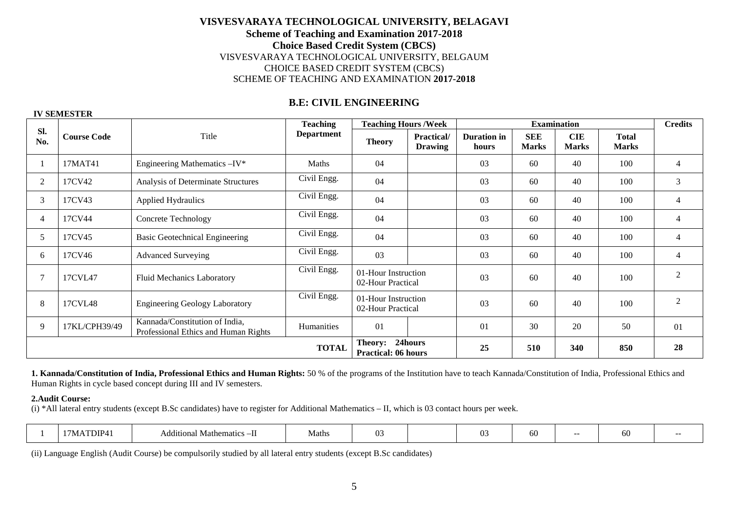# VISVESVARAYA TECHNOLOGICAL UNIVERSITY, BELAGAVI
**Scheme of Teaching and Examination 2017-2018**
**Choice Based Credit System (CBCS)**

VISVESVARAYA TECHNOLOGICAL UNIVERSITY, BELGAUM
CHOICE BASED CREDIT SYSTEM (CBCS)
SCHEME OF TEACHING AND EXAMINATION **2017-2018**

## B.E: CIVIL ENGINEERING

**IV SEMESTER**

| Sl. No. | Course Code | Title | Teaching Department | Teaching Hours /Week | | Examination | | | | Credits |
|---|---|---|---|---|---|---|---|---|---|---|
| | | | | Theory | Practical/ Drawing | Duration in hours | SEE Marks | CIE Marks | Total Marks | |
| 1 | 17MAT41 | Engineering Mathematics –IV* | Maths | 04 | | 03 | 60 | 40 | 100 | 4 |
| 2 | 17CV42 | Analysis of Determinate Structures | Civil Engg. | 04 | | 03 | 60 | 40 | 100 | 3 |
| 3 | 17CV43 | Applied Hydraulics | Civil Engg. | 04 | | 03 | 60 | 40 | 100 | 4 |
| 4 | 17CV44 | Concrete Technology | Civil Engg. | 04 | | 03 | 60 | 40 | 100 | 4 |
| 5 | 17CV45 | Basic Geotechnical Engineering | Civil Engg. | 04 | | 03 | 60 | 40 | 100 | 4 |
| 6 | 17CV46 | Advanced Surveying | Civil Engg. | 03 | | 03 | 60 | 40 | 100 | 4 |
| 7 | 17CVL47 | Fluid Mechanics Laboratory | Civil Engg. | 01-Hour Instruction 02-Hour Practical | | 03 | 60 | 40 | 100 | 2 |
| 8 | 17CVL48 | Engineering Geology Laboratory | Civil Engg. | 01-Hour Instruction 02-Hour Practical | | 03 | 60 | 40 | 100 | 2 |
| 9 | 17KL/CPH39/49 | Kannada/Constitution of India, Professional Ethics and Human Rights | Humanities | 01 | | 01 | 30 | 20 | 50 | 01 |
| | | | **TOTAL** | **Theory: 24hours Practical: 06 hours** | | **25** | **510** | **340** | **850** | **28** |

**1. Kannada/Constitution of India, Professional Ethics and Human Rights:** 50 % of the programs of the Institution have to teach Kannada/Constitution of India, Professional Ethics and Human Rights in cycle based concept during III and IV semesters.

**2.Audit Course:**

(i) *All lateral entry students (except B.Sc candidates) have to register for Additional Mathematics – II, which is 03 contact hours per week.

| 1 | 17MATDIP41 | Additional Mathematics –II | Maths | 03 | | 03 | 60 | -- | 60 | -- |
|---|---|---|---|---|---|---|---|---|---|---|

(ii) Language English (Audit Course) be compulsorily studied by all lateral entry students (except B.Sc candidates)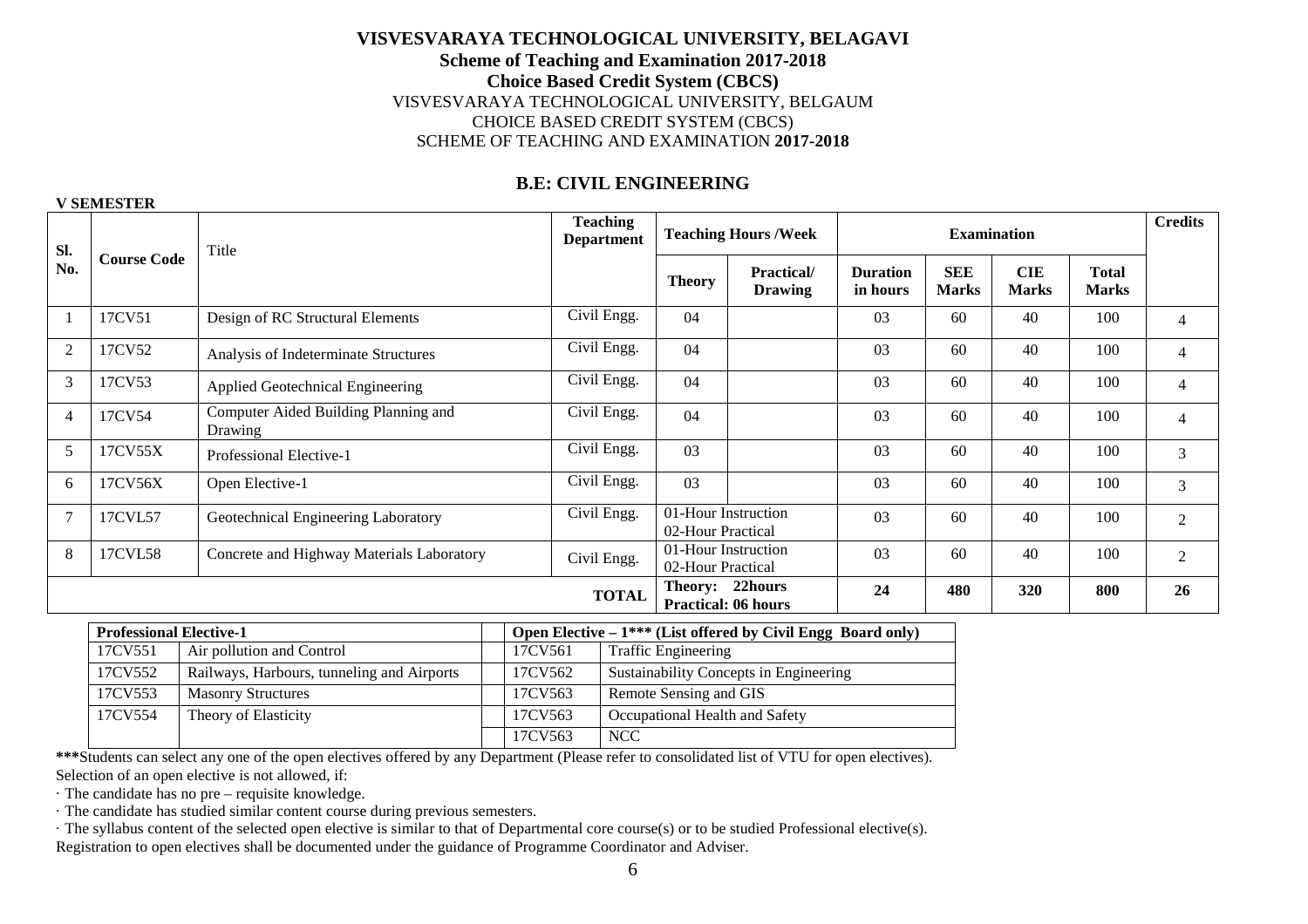**VISVESVARAYA TECHNOLOGICAL UNIVERSITY, BELAGAVI**
**Scheme of Teaching and Examination 2017-2018**
**Choice Based Credit System (CBCS)**
VISVESVARAYA TECHNOLOGICAL UNIVERSITY, BELGAUM
CHOICE BASED CREDIT SYSTEM (CBCS)
SCHEME OF TEACHING AND EXAMINATION **2017-2018**

## B.E: CIVIL ENGINEERING

**V SEMESTER**

| Sl. No. | Course Code | Title | Teaching Department | Teaching Hours /Week | | Examination | | | | Credits |
|---|---|---|---|---|---|---|---|---|---|---|
| | | | | Theory | Practical/ Drawing | Duration in hours | SEE Marks | CIE Marks | Total Marks | |
| 1 | 17CV51 | Design of RC Structural Elements | Civil Engg. | 04 | | 03 | 60 | 40 | 100 | 4 |
| 2 | 17CV52 | Analysis of Indeterminate Structures | Civil Engg. | 04 | | 03 | 60 | 40 | 100 | 4 |
| 3 | 17CV53 | Applied Geotechnical Engineering | Civil Engg. | 04 | | 03 | 60 | 40 | 100 | 4 |
| 4 | 17CV54 | Computer Aided Building Planning and Drawing | Civil Engg. | 04 | | 03 | 60 | 40 | 100 | 4 |
| 5 | 17CV55X | Professional Elective-1 | Civil Engg. | 03 | | 03 | 60 | 40 | 100 | 3 |
| 6 | 17CV56X | Open Elective-1 | Civil Engg. | 03 | | 03 | 60 | 40 | 100 | 3 |
| 7 | 17CVL57 | Geotechnical Engineering Laboratory | Civil Engg. | 01-Hour Instruction 02-Hour Practical | | 03 | 60 | 40 | 100 | 2 |
| 8 | 17CVL58 | Concrete and Highway Materials Laboratory | Civil Engg. | 01-Hour Instruction 02-Hour Practical | | 03 | 60 | 40 | 100 | 2 |
| | | | **TOTAL** | **Theory: 22hours Practical: 06 hours** | | **24** | **480** | **320** | **800** | **26** |

| **Professional Elective-1** | |
|---|---|
| 17CV551 | Air pollution and Control |
| 17CV552 | Railways, Harbours, tunneling and Airports |
| 17CV553 | Masonry Structures |
| 17CV554 | Theory of Elasticity |

| **Open Elective – 1*** (List offered by Civil Engg Board only)** | |
|---|---|
| 17CV561 | Traffic Engineering |
| 17CV562 | Sustainability Concepts in Engineering |
| 17CV563 | Remote Sensing and GIS |
| 17CV563 | Occupational Health and Safety |
| 17CV563 | NCC |

*****Students can select any one of the open electives offered by any Department (Please refer to consolidated list of VTU for open electives).
Selection of an open elective is not allowed, if:

· The candidate has no pre – requisite knowledge.

· The candidate has studied similar content course during previous semesters.

· The syllabus content of the selected open elective is similar to that of Departmental core course(s) or to be studied Professional elective(s).

Registration to open electives shall be documented under the guidance of Programme Coordinator and Adviser.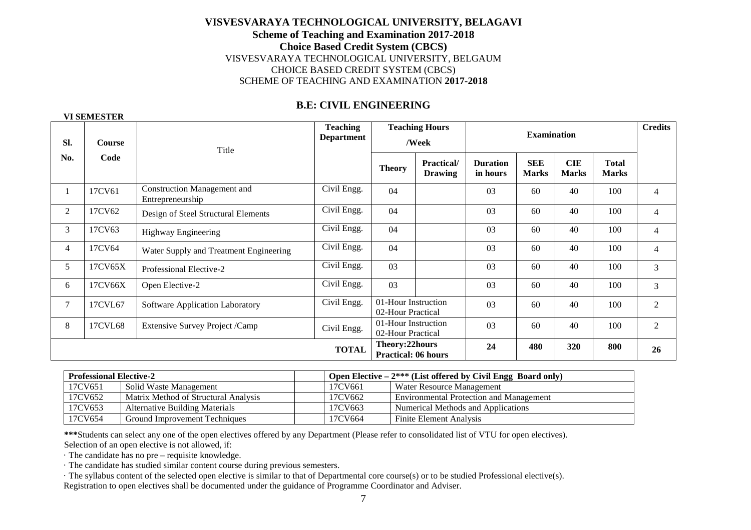**VISVESVARAYA TECHNOLOGICAL UNIVERSITY, BELAGAVI**
**Scheme of Teaching and Examination 2017-2018**
**Choice Based Credit System (CBCS)**
VISVESVARAYA TECHNOLOGICAL UNIVERSITY, BELGAUM
CHOICE BASED CREDIT SYSTEM (CBCS)
SCHEME OF TEACHING AND EXAMINATION **2017-2018**

## B.E: CIVIL ENGINEERING

**VI SEMESTER**

| Sl. No. | Course Code | Title | Teaching Department | Teaching Hours /Week | | Examination | | | | Credits |
|---|---|---|---|---|---|---|---|---|---|---|
| | | | | Theory | Practical/ Drawing | Duration in hours | SEE Marks | CIE Marks | Total Marks | |
| 1 | 17CV61 | Construction Management and Entrepreneurship | Civil Engg. | 04 | | 03 | 60 | 40 | 100 | 4 |
| 2 | 17CV62 | Design of Steel Structural Elements | Civil Engg. | 04 | | 03 | 60 | 40 | 100 | 4 |
| 3 | 17CV63 | Highway Engineering | Civil Engg. | 04 | | 03 | 60 | 40 | 100 | 4 |
| 4 | 17CV64 | Water Supply and Treatment Engineering | Civil Engg. | 04 | | 03 | 60 | 40 | 100 | 4 |
| 5 | 17CV65X | Professional Elective-2 | Civil Engg. | 03 | | 03 | 60 | 40 | 100 | 3 |
| 6 | 17CV66X | Open Elective-2 | Civil Engg. | 03 | | 03 | 60 | 40 | 100 | 3 |
| 7 | 17CVL67 | Software Application Laboratory | Civil Engg. | 01-Hour Instruction 02-Hour Practical | | 03 | 60 | 40 | 100 | 2 |
| 8 | 17CVL68 | Extensive Survey Project /Camp | Civil Engg. | 01-Hour Instruction 02-Hour Practical | | 03 | 60 | 40 | 100 | 2 |
| | | | **TOTAL** | **Theory:22hours Practical: 06 hours** | | **24** | **480** | **320** | **800** | **26** |

| **Professional Elective-2** | | | **Open Elective – 2*** (List offered by Civil Engg Board only)** | |
|---|---|---|---|---|
| 17CV651 | Solid Waste Management | | 17CV661 | Water Resource Management |
| 17CV652 | Matrix Method of Structural Analysis | | 17CV662 | Environmental Protection and Management |
| 17CV653 | Alternative Building Materials | | 17CV663 | Numerical Methods and Applications |
| 17CV654 | Ground Improvement Techniques | | 17CV664 | Finite Element Analysis |

*****Students can select any one of the open electives offered by any Department (Please refer to consolidated list of VTU for open electives).
Selection of an open elective is not allowed, if:

· The candidate has no pre – requisite knowledge.

· The candidate has studied similar content course during previous semesters.

· The syllabus content of the selected open elective is similar to that of Departmental core course(s) or to be studied Professional elective(s).

Registration to open electives shall be documented under the guidance of Programme Coordinator and Adviser.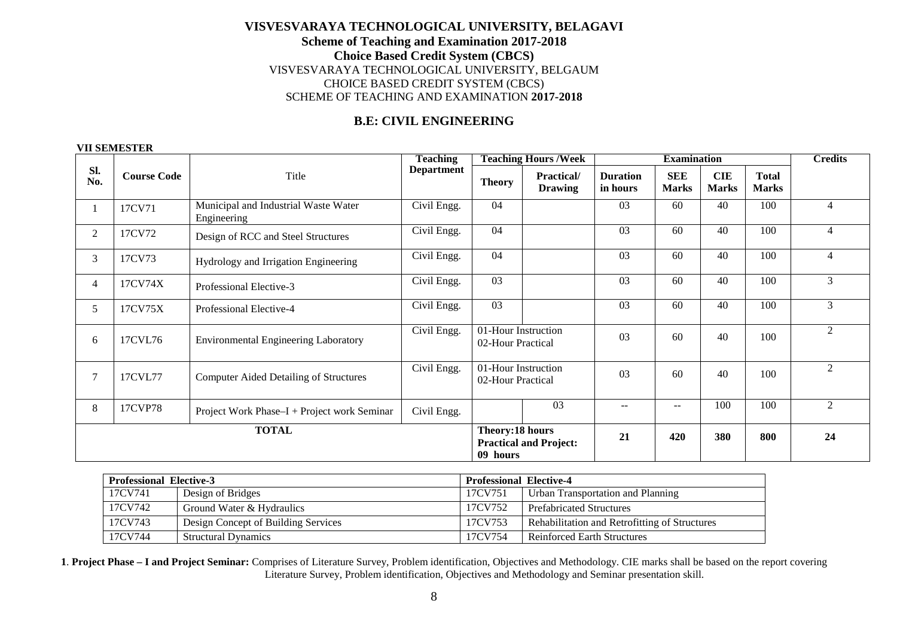# VISVESVARAYA TECHNOLOGICAL UNIVERSITY, BELAGAVI

**Scheme of Teaching and Examination 2017-2018**

**Choice Based Credit System (CBCS)**

VISVESVARAYA TECHNOLOGICAL UNIVERSITY, BELGAUM

CHOICE BASED CREDIT SYSTEM (CBCS)

SCHEME OF TEACHING AND EXAMINATION **2017-2018**

## B.E: CIVIL ENGINEERING

**VII SEMESTER**

| Sl. No. | Course Code | Title | Teaching Department | Teaching Hours /Week | | Examination | | | | Credits |
|---|---|---|---|---|---|---|---|---|---|---|
| | | | | **Theory** | **Practical/ Drawing** | **Duration in hours** | **SEE Marks** | **CIE Marks** | **Total Marks** | |
| 1 | 17CV71 | Municipal and Industrial Waste Water Engineering | Civil Engg. | 04 | | 03 | 60 | 40 | 100 | 4 |
| 2 | 17CV72 | Design of RCC and Steel Structures | Civil Engg. | 04 | | 03 | 60 | 40 | 100 | 4 |
| 3 | 17CV73 | Hydrology and Irrigation Engineering | Civil Engg. | 04 | | 03 | 60 | 40 | 100 | 4 |
| 4 | 17CV74X | Professional Elective-3 | Civil Engg. | 03 | | 03 | 60 | 40 | 100 | 3 |
| 5 | 17CV75X | Professional Elective-4 | Civil Engg. | 03 | | 03 | 60 | 40 | 100 | 3 |
| 6 | 17CVL76 | Environmental Engineering Laboratory | Civil Engg. | 01-Hour Instruction 02-Hour Practical | | 03 | 60 | 40 | 100 | 2 |
| 7 | 17CVL77 | Computer Aided Detailing of Structures | Civil Engg. | 01-Hour Instruction 02-Hour Practical | | 03 | 60 | 40 | 100 | 2 |
| 8 | 17CVP78 | Project Work Phase–I + Project work Seminar | Civil Engg. | | 03 | -- | -- | 100 | 100 | 2 |
| **TOTAL** | | | | **Theory:18 hours Practical and Project: 09 hours** | | **21** | **420** | **380** | **800** | **24** |

| Professional Elective-3 | | Professional Elective-4 | |
|---|---|---|---|
| 17CV741 | Design of Bridges | 17CV751 | Urban Transportation and Planning |
| 17CV742 | Ground Water & Hydraulics | 17CV752 | Prefabricated Structures |
| 17CV743 | Design Concept of Building Services | 17CV753 | Rehabilitation and Retrofitting of Structures |
| 17CV744 | Structural Dynamics | 17CV754 | Reinforced Earth Structures |

**1**. **Project Phase – I and Project Seminar:** Comprises of Literature Survey, Problem identification, Objectives and Methodology. CIE marks shall be based on the report covering Literature Survey, Problem identification, Objectives and Methodology and Seminar presentation skill.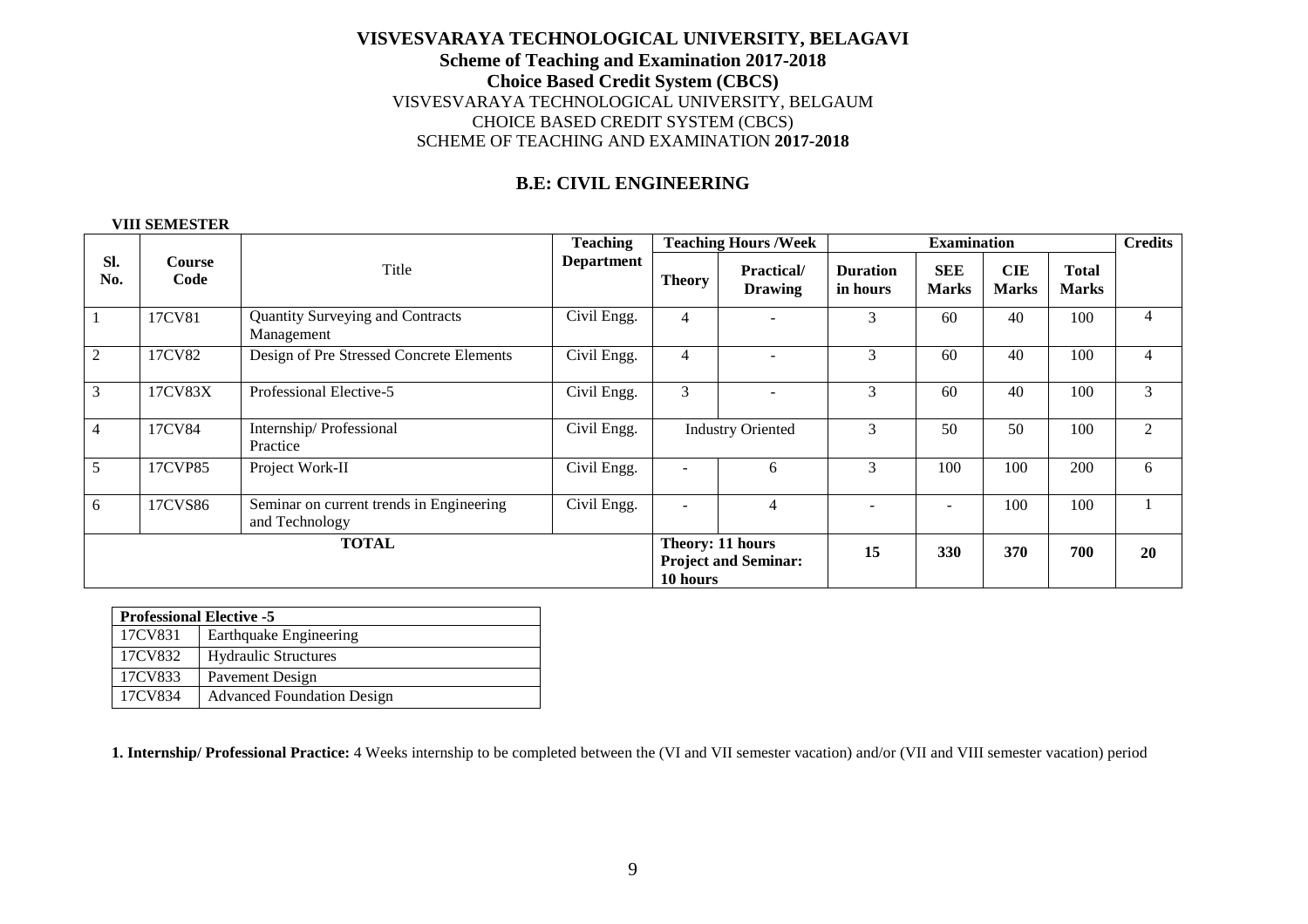# VISVESVARAYA TECHNOLOGICAL UNIVERSITY, BELAGAVI

**Scheme of Teaching and Examination 2017-2018**

**Choice Based Credit System (CBCS)**

VISVESVARAYA TECHNOLOGICAL UNIVERSITY, BELGAUM

CHOICE BASED CREDIT SYSTEM (CBCS)

SCHEME OF TEACHING AND EXAMINATION **2017-2018**

## B.E: CIVIL ENGINEERING

**VIII SEMESTER**

| Sl. No. | Course Code | Title | Teaching Department | Teaching Hours /Week | | Examination | | | | Credits |
|---|---|---|---|---|---|---|---|---|---|---|
| | | | | Theory | Practical/ Drawing | Duration in hours | SEE Marks | CIE Marks | Total Marks | |
| 1 | 17CV81 | Quantity Surveying and Contracts Management | Civil Engg. | 4 | - | 3 | 60 | 40 | 100 | 4 |
| 2 | 17CV82 | Design of Pre Stressed Concrete Elements | Civil Engg. | 4 | - | 3 | 60 | 40 | 100 | 4 |
| 3 | 17CV83X | Professional Elective-5 | Civil Engg. | 3 | - | 3 | 60 | 40 | 100 | 3 |
| 4 | 17CV84 | Internship/ Professional Practice | Civil Engg. | Industry Oriented | | 3 | 50 | 50 | 100 | 2 |
| 5 | 17CVP85 | Project Work-II | Civil Engg. | - | 6 | 3 | 100 | 100 | 200 | 6 |
| 6 | 17CVS86 | Seminar on current trends in Engineering and Technology | Civil Engg. | - | 4 | - | - | 100 | 100 | 1 |
| **TOTAL** | | | | **Theory: 11 hours Project and Seminar: 10 hours** | | **15** | **330** | **370** | **700** | **20** |

| **Professional Elective -5** | |
|---|---|
| 17CV831 | Earthquake Engineering |
| 17CV832 | Hydraulic Structures |
| 17CV833 | Pavement Design |
| 17CV834 | Advanced Foundation Design |

**1. Internship/ Professional Practice:** 4 Weeks internship to be completed between the (VI and VII semester vacation) and/or (VII and VIII semester vacation) period